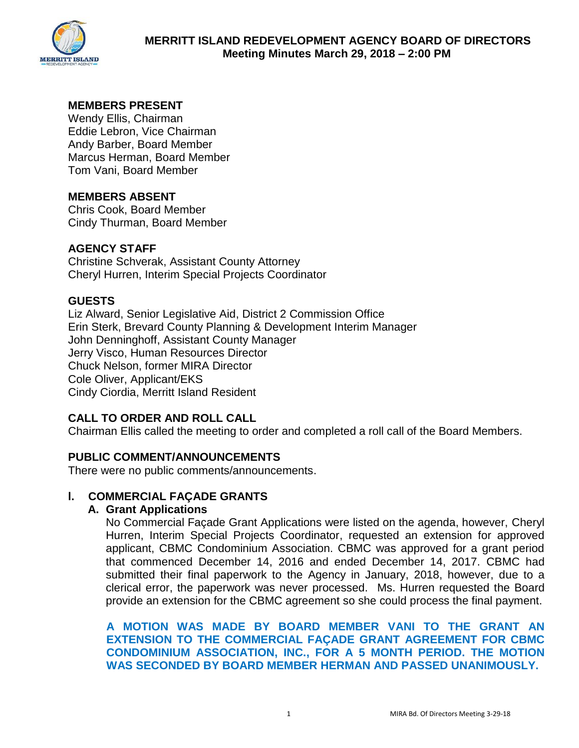# MERRITT ISLAND REDEVELOPMENT AGENCY BOARD OF DIRECTORS
**Meeting Minutes March 29, 2018 – 2:00 PM**

## MEMBERS PRESENT
Wendy Ellis, Chairman
Eddie Lebron, Vice Chairman
Andy Barber, Board Member
Marcus Herman, Board Member
Tom Vani, Board Member

## MEMBERS ABSENT
Chris Cook, Board Member
Cindy Thurman, Board Member

## AGENCY STAFF
Christine Schverak, Assistant County Attorney
Cheryl Hurren, Interim Special Projects Coordinator

## GUESTS
Liz Alward, Senior Legislative Aid, District 2 Commission Office
Erin Sterk, Brevard County Planning & Development Interim Manager
John Denninghoff, Assistant County Manager
Jerry Visco, Human Resources Director
Chuck Nelson, former MIRA Director
Cole Oliver, Applicant/EKS
Cindy Ciordia, Merritt Island Resident

## CALL TO ORDER AND ROLL CALL
Chairman Ellis called the meeting to order and completed a roll call of the Board Members.

## PUBLIC COMMENT/ANNOUNCEMENTS
There were no public comments/announcements.

## I. COMMERCIAL FAÇADE GRANTS

### A. Grant Applications

No Commercial Façade Grant Applications were listed on the agenda, however, Cheryl Hurren, Interim Special Projects Coordinator, requested an extension for approved applicant, CBMC Condominium Association. CBMC was approved for a grant period that commenced December 14, 2016 and ended December 14, 2017. CBMC had submitted their final paperwork to the Agency in January, 2018, however, due to a clerical error, the paperwork was never processed. Ms. Hurren requested the Board provide an extension for the CBMC agreement so she could process the final payment.

**A MOTION WAS MADE BY BOARD MEMBER VANI TO THE GRANT AN EXTENSION TO THE COMMERCIAL FAÇADE GRANT AGREEMENT FOR CBMC CONDOMINIUM ASSOCIATION, INC., FOR A 5 MONTH PERIOD. THE MOTION WAS SECONDED BY BOARD MEMBER HERMAN AND PASSED UNANIMOUSLY.**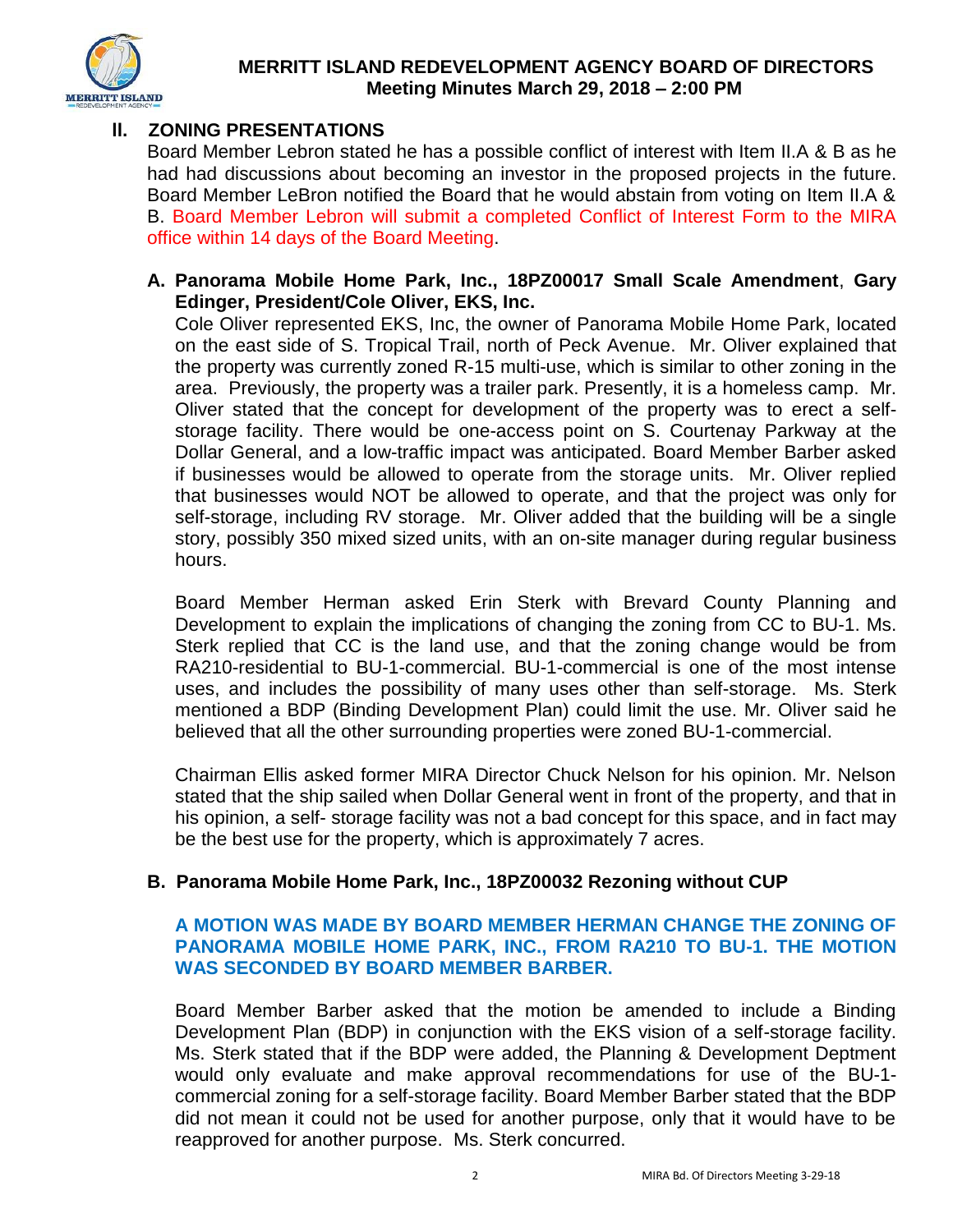# MERRITT ISLAND REDEVELOPMENT AGENCY BOARD OF DIRECTORS
**Meeting Minutes March 29, 2018 – 2:00 PM**

## II. ZONING PRESENTATIONS

Board Member Lebron stated he has a possible conflict of interest with Item II.A & B as he had had discussions about becoming an investor in the proposed projects in the future. Board Member LeBron notified the Board that he would abstain from voting on Item II.A & B. Board Member Lebron will submit a completed Conflict of Interest Form to the MIRA office within 14 days of the Board Meeting.

### A. Panorama Mobile Home Park, Inc., 18PZ00017 Small Scale Amendment, Gary Edinger, President/Cole Oliver, EKS, Inc.

Cole Oliver represented EKS, Inc, the owner of Panorama Mobile Home Park, located on the east side of S. Tropical Trail, north of Peck Avenue. Mr. Oliver explained that the property was currently zoned R-15 multi-use, which is similar to other zoning in the area. Previously, the property was a trailer park. Presently, it is a homeless camp. Mr. Oliver stated that the concept for development of the property was to erect a self-storage facility. There would be one-access point on S. Courtenay Parkway at the Dollar General, and a low-traffic impact was anticipated. Board Member Barber asked if businesses would be allowed to operate from the storage units. Mr. Oliver replied that businesses would NOT be allowed to operate, and that the project was only for self-storage, including RV storage. Mr. Oliver added that the building will be a single story, possibly 350 mixed sized units, with an on-site manager during regular business hours.

Board Member Herman asked Erin Sterk with Brevard County Planning and Development to explain the implications of changing the zoning from CC to BU-1. Ms. Sterk replied that CC is the land use, and that the zoning change would be from RA210-residential to BU-1-commercial. BU-1-commercial is one of the most intense uses, and includes the possibility of many uses other than self-storage. Ms. Sterk mentioned a BDP (Binding Development Plan) could limit the use. Mr. Oliver said he believed that all the other surrounding properties were zoned BU-1-commercial.

Chairman Ellis asked former MIRA Director Chuck Nelson for his opinion. Mr. Nelson stated that the ship sailed when Dollar General went in front of the property, and that in his opinion, a self- storage facility was not a bad concept for this space, and in fact may be the best use for the property, which is approximately 7 acres.

### B. Panorama Mobile Home Park, Inc., 18PZ00032 Rezoning without CUP

**A MOTION WAS MADE BY BOARD MEMBER HERMAN CHANGE THE ZONING OF PANORAMA MOBILE HOME PARK, INC., FROM RA210 TO BU-1. THE MOTION WAS SECONDED BY BOARD MEMBER BARBER.**

Board Member Barber asked that the motion be amended to include a Binding Development Plan (BDP) in conjunction with the EKS vision of a self-storage facility. Ms. Sterk stated that if the BDP were added, the Planning & Development Deptment would only evaluate and make approval recommendations for use of the BU-1-commercial zoning for a self-storage facility. Board Member Barber stated that the BDP did not mean it could not be used for another purpose, only that it would have to be reapproved for another purpose. Ms. Sterk concurred.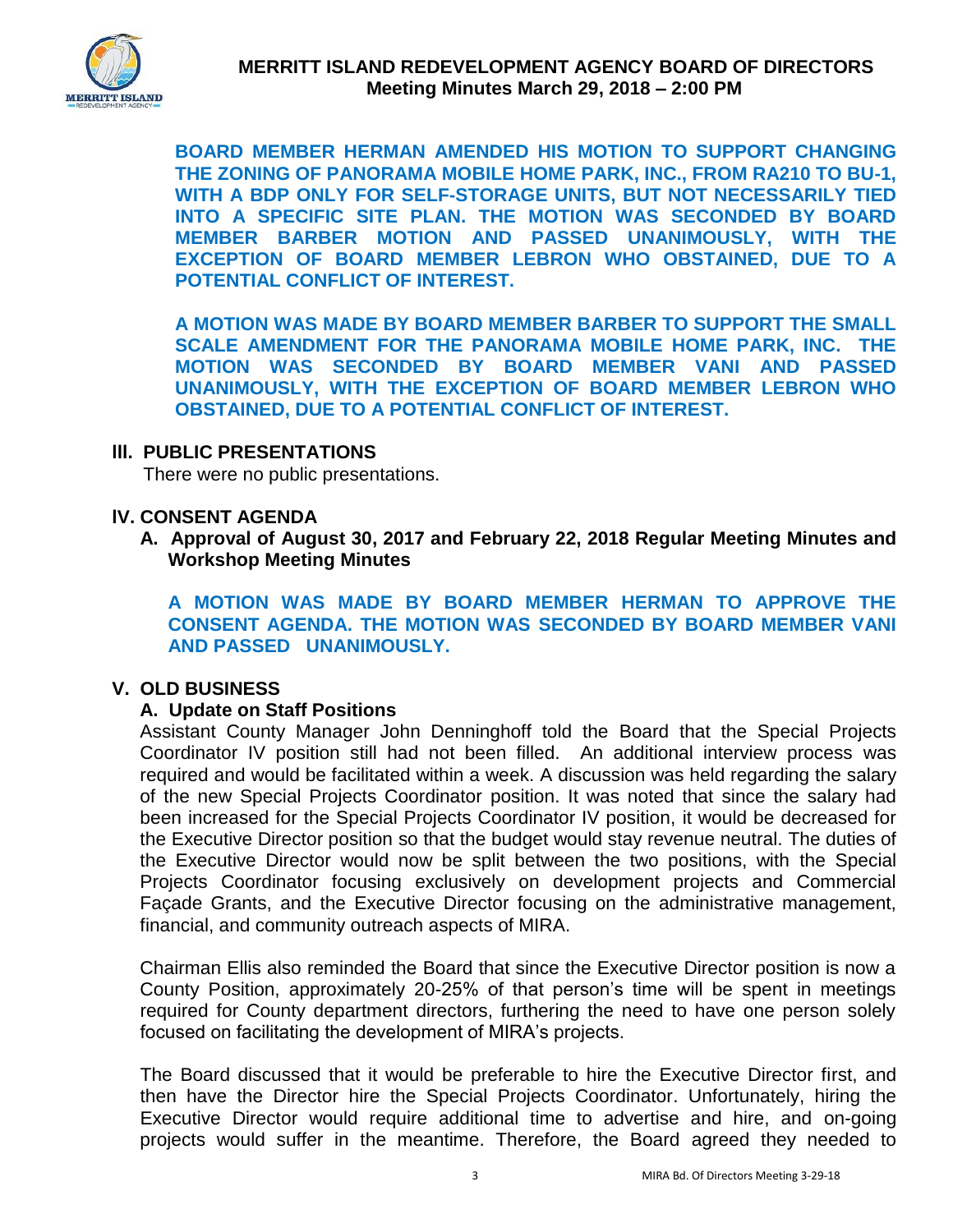**BOARD MEMBER HERMAN AMENDED HIS MOTION TO SUPPORT CHANGING THE ZONING OF PANORAMA MOBILE HOME PARK, INC., FROM RA210 TO BU-1, WITH A BDP ONLY FOR SELF-STORAGE UNITS, BUT NOT NECESSARILY TIED INTO A SPECIFIC SITE PLAN. THE MOTION WAS SECONDED BY BOARD MEMBER BARBER MOTION AND PASSED UNANIMOUSLY, WITH THE EXCEPTION OF BOARD MEMBER LEBRON WHO OBSTAINED, DUE TO A POTENTIAL CONFLICT OF INTEREST.**

**A MOTION WAS MADE BY BOARD MEMBER BARBER TO SUPPORT THE SMALL SCALE AMENDMENT FOR THE PANORAMA MOBILE HOME PARK, INC. THE MOTION WAS SECONDED BY BOARD MEMBER VANI AND PASSED UNANIMOUSLY, WITH THE EXCEPTION OF BOARD MEMBER LEBRON WHO OBSTAINED, DUE TO A POTENTIAL CONFLICT OF INTEREST.**

## III. PUBLIC PRESENTATIONS

There were no public presentations.

## IV. CONSENT AGENDA

### A. Approval of August 30, 2017 and February 22, 2018 Regular Meeting Minutes and Workshop Meeting Minutes

**A MOTION WAS MADE BY BOARD MEMBER HERMAN TO APPROVE THE CONSENT AGENDA. THE MOTION WAS SECONDED BY BOARD MEMBER VANI AND PASSED UNANIMOUSLY.**

## V. OLD BUSINESS

### A. Update on Staff Positions

Assistant County Manager John Denninghoff told the Board that the Special Projects Coordinator IV position still had not been filled. An additional interview process was required and would be facilitated within a week. A discussion was held regarding the salary of the new Special Projects Coordinator position. It was noted that since the salary had been increased for the Special Projects Coordinator IV position, it would be decreased for the Executive Director position so that the budget would stay revenue neutral. The duties of the Executive Director would now be split between the two positions, with the Special Projects Coordinator focusing exclusively on development projects and Commercial Façade Grants, and the Executive Director focusing on the administrative management, financial, and community outreach aspects of MIRA.

Chairman Ellis also reminded the Board that since the Executive Director position is now a County Position, approximately 20-25% of that person's time will be spent in meetings required for County department directors, furthering the need to have one person solely focused on facilitating the development of MIRA's projects.

The Board discussed that it would be preferable to hire the Executive Director first, and then have the Director hire the Special Projects Coordinator. Unfortunately, hiring the Executive Director would require additional time to advertise and hire, and on-going projects would suffer in the meantime. Therefore, the Board agreed they needed to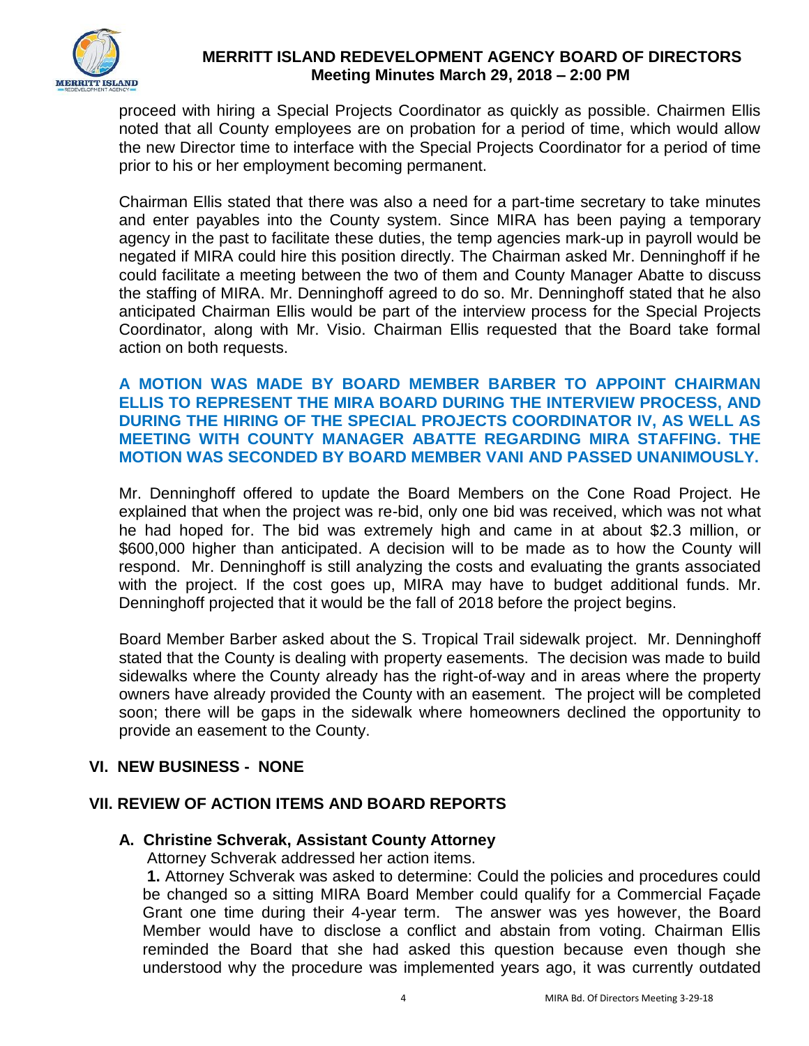proceed with hiring a Special Projects Coordinator as quickly as possible. Chairmen Ellis noted that all County employees are on probation for a period of time, which would allow the new Director time to interface with the Special Projects Coordinator for a period of time prior to his or her employment becoming permanent.

Chairman Ellis stated that there was also a need for a part-time secretary to take minutes and enter payables into the County system. Since MIRA has been paying a temporary agency in the past to facilitate these duties, the temp agencies mark-up in payroll would be negated if MIRA could hire this position directly. The Chairman asked Mr. Denninghoff if he could facilitate a meeting between the two of them and County Manager Abatte to discuss the staffing of MIRA. Mr. Denninghoff agreed to do so. Mr. Denninghoff stated that he also anticipated Chairman Ellis would be part of the interview process for the Special Projects Coordinator, along with Mr. Visio. Chairman Ellis requested that the Board take formal action on both requests.

**A MOTION WAS MADE BY BOARD MEMBER BARBER TO APPOINT CHAIRMAN ELLIS TO REPRESENT THE MIRA BOARD DURING THE INTERVIEW PROCESS, AND DURING THE HIRING OF THE SPECIAL PROJECTS COORDINATOR IV, AS WELL AS MEETING WITH COUNTY MANAGER ABATTE REGARDING MIRA STAFFING. THE MOTION WAS SECONDED BY BOARD MEMBER VANI AND PASSED UNANIMOUSLY.**

Mr. Denninghoff offered to update the Board Members on the Cone Road Project. He explained that when the project was re-bid, only one bid was received, which was not what he had hoped for. The bid was extremely high and came in at about $2.3 million, or $600,000 higher than anticipated. A decision will to be made as to how the County will respond. Mr. Denninghoff is still analyzing the costs and evaluating the grants associated with the project. If the cost goes up, MIRA may have to budget additional funds. Mr. Denninghoff projected that it would be the fall of 2018 before the project begins.

Board Member Barber asked about the S. Tropical Trail sidewalk project. Mr. Denninghoff stated that the County is dealing with property easements. The decision was made to build sidewalks where the County already has the right-of-way and in areas where the property owners have already provided the County with an easement. The project will be completed soon; there will be gaps in the sidewalk where homeowners declined the opportunity to provide an easement to the County.

## VI. NEW BUSINESS - NONE

## VII. REVIEW OF ACTION ITEMS AND BOARD REPORTS

### A. Christine Schverak, Assistant County Attorney

Attorney Schverak addressed her action items.

**1.** Attorney Schverak was asked to determine: Could the policies and procedures could be changed so a sitting MIRA Board Member could qualify for a Commercial Façade Grant one time during their 4-year term. The answer was yes however, the Board Member would have to disclose a conflict and abstain from voting. Chairman Ellis reminded the Board that she had asked this question because even though she understood why the procedure was implemented years ago, it was currently outdated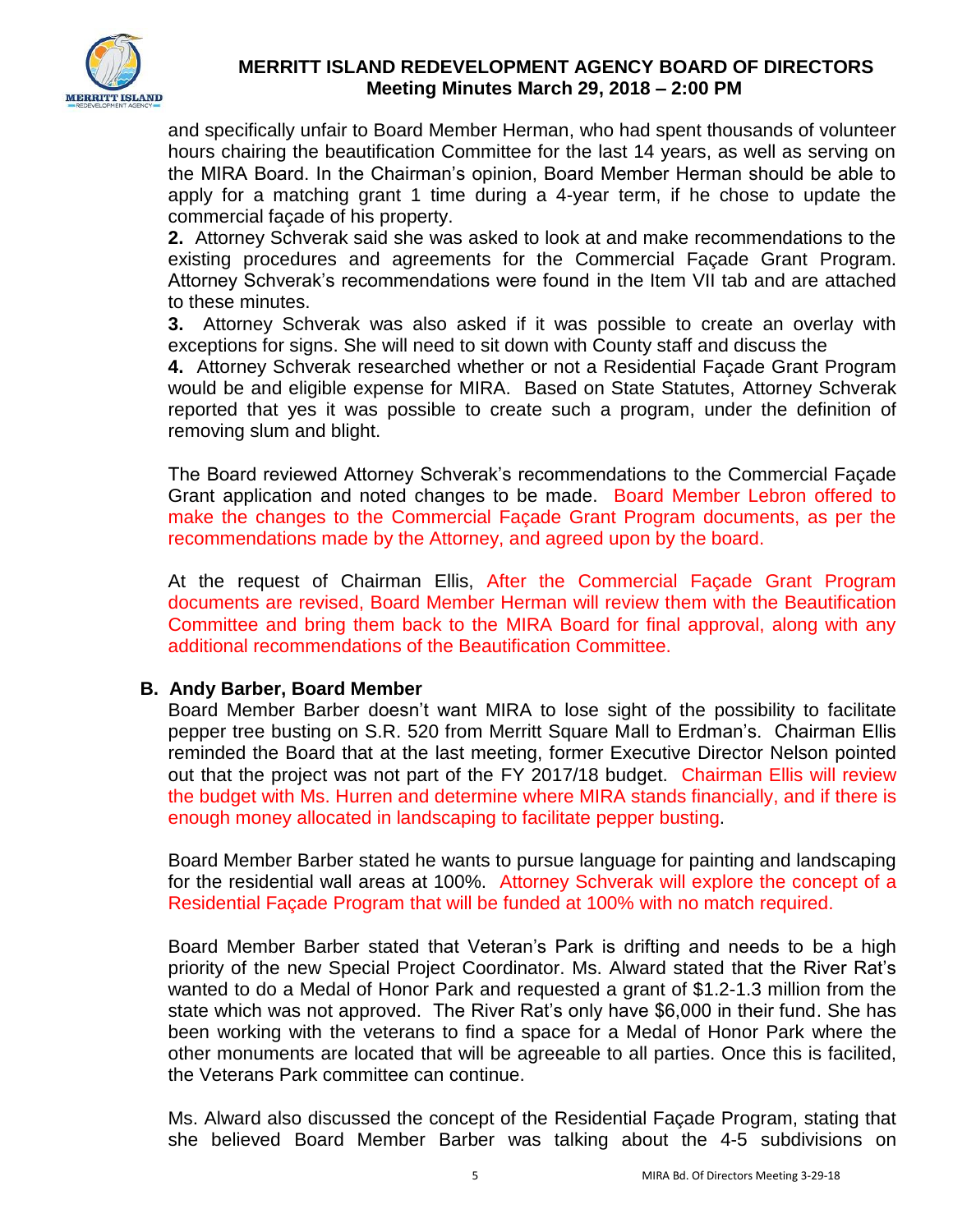and specifically unfair to Board Member Herman, who had spent thousands of volunteer hours chairing the beautification Committee for the last 14 years, as well as serving on the MIRA Board. In the Chairman's opinion, Board Member Herman should be able to apply for a matching grant 1 time during a 4-year term, if he chose to update the commercial façade of his property.

**2.** Attorney Schverak said she was asked to look at and make recommendations to the existing procedures and agreements for the Commercial Façade Grant Program. Attorney Schverak's recommendations were found in the Item VII tab and are attached to these minutes.

**3.** Attorney Schverak was also asked if it was possible to create an overlay with exceptions for signs. She will need to sit down with County staff and discuss the

**4.** Attorney Schverak researched whether or not a Residential Façade Grant Program would be and eligible expense for MIRA. Based on State Statutes, Attorney Schverak reported that yes it was possible to create such a program, under the definition of removing slum and blight.

The Board reviewed Attorney Schverak's recommendations to the Commercial Façade Grant application and noted changes to be made. Board Member Lebron offered to make the changes to the Commercial Façade Grant Program documents, as per the recommendations made by the Attorney, and agreed upon by the board.

At the request of Chairman Ellis, After the Commercial Façade Grant Program documents are revised, Board Member Herman will review them with the Beautification Committee and bring them back to the MIRA Board for final approval, along with any additional recommendations of the Beautification Committee.

**B. Andy Barber, Board Member**

Board Member Barber doesn't want MIRA to lose sight of the possibility to facilitate pepper tree busting on S.R. 520 from Merritt Square Mall to Erdman's. Chairman Ellis reminded the Board that at the last meeting, former Executive Director Nelson pointed out that the project was not part of the FY 2017/18 budget. Chairman Ellis will review the budget with Ms. Hurren and determine where MIRA stands financially, and if there is enough money allocated in landscaping to facilitate pepper busting.

Board Member Barber stated he wants to pursue language for painting and landscaping for the residential wall areas at 100%. Attorney Schverak will explore the concept of a Residential Façade Program that will be funded at 100% with no match required.

Board Member Barber stated that Veteran's Park is drifting and needs to be a high priority of the new Special Project Coordinator. Ms. Alward stated that the River Rat's wanted to do a Medal of Honor Park and requested a grant of $1.2-1.3 million from the state which was not approved. The River Rat's only have $6,000 in their fund. She has been working with the veterans to find a space for a Medal of Honor Park where the other monuments are located that will be agreeable to all parties. Once this is facilited, the Veterans Park committee can continue.

Ms. Alward also discussed the concept of the Residential Façade Program, stating that she believed Board Member Barber was talking about the 4-5 subdivisions on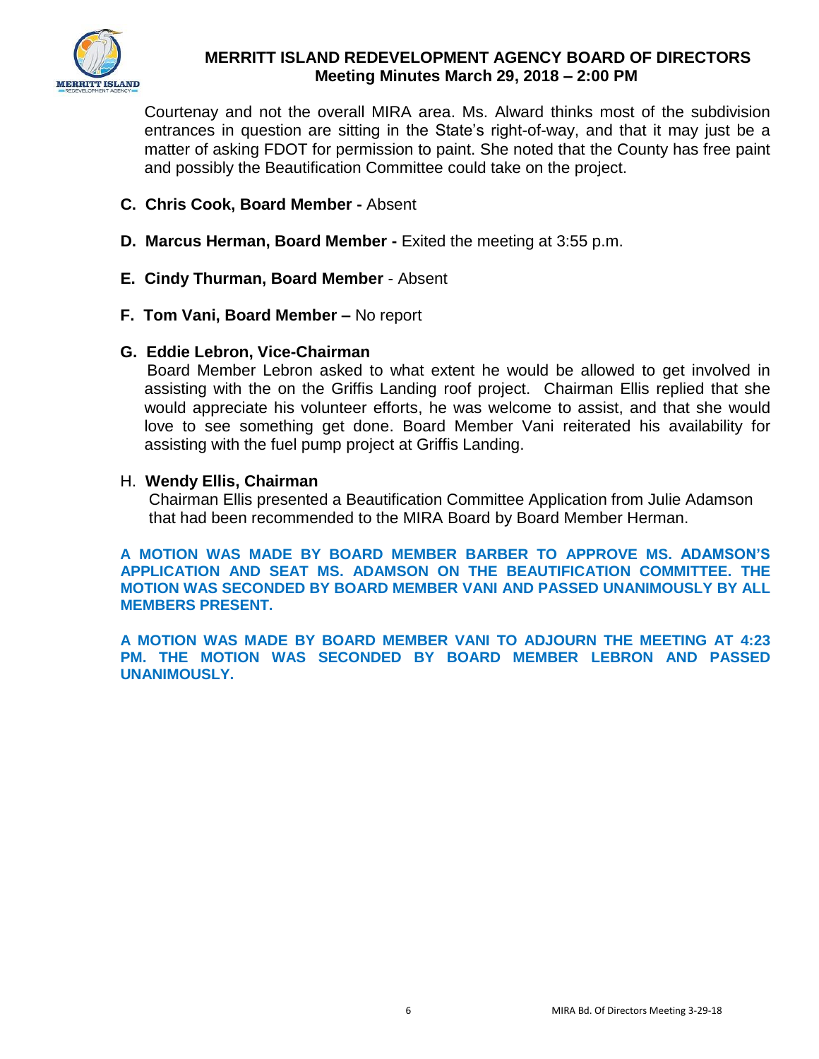Courtenay and not the overall MIRA area. Ms. Alward thinks most of the subdivision entrances in question are sitting in the State's right-of-way, and that it may just be a matter of asking FDOT for permission to paint. She noted that the County has free paint and possibly the Beautification Committee could take on the project.

**C. Chris Cook, Board Member -** Absent

**D. Marcus Herman, Board Member -** Exited the meeting at 3:55 p.m.

**E. Cindy Thurman, Board Member** - Absent

**F. Tom Vani, Board Member –** No report

**G. Eddie Lebron, Vice-Chairman**

Board Member Lebron asked to what extent he would be allowed to get involved in assisting with the on the Griffis Landing roof project. Chairman Ellis replied that she would appreciate his volunteer efforts, he was welcome to assist, and that she would love to see something get done. Board Member Vani reiterated his availability for assisting with the fuel pump project at Griffis Landing.

H. **Wendy Ellis, Chairman**

Chairman Ellis presented a Beautification Committee Application from Julie Adamson that had been recommended to the MIRA Board by Board Member Herman.

**A MOTION WAS MADE BY BOARD MEMBER BARBER TO APPROVE MS. ADAMSON'S APPLICATION AND SEAT MS. ADAMSON ON THE BEAUTIFICATION COMMITTEE. THE MOTION WAS SECONDED BY BOARD MEMBER VANI AND PASSED UNANIMOUSLY BY ALL MEMBERS PRESENT.**

**A MOTION WAS MADE BY BOARD MEMBER VANI TO ADJOURN THE MEETING AT 4:23 PM. THE MOTION WAS SECONDED BY BOARD MEMBER LEBRON AND PASSED UNANIMOUSLY.**